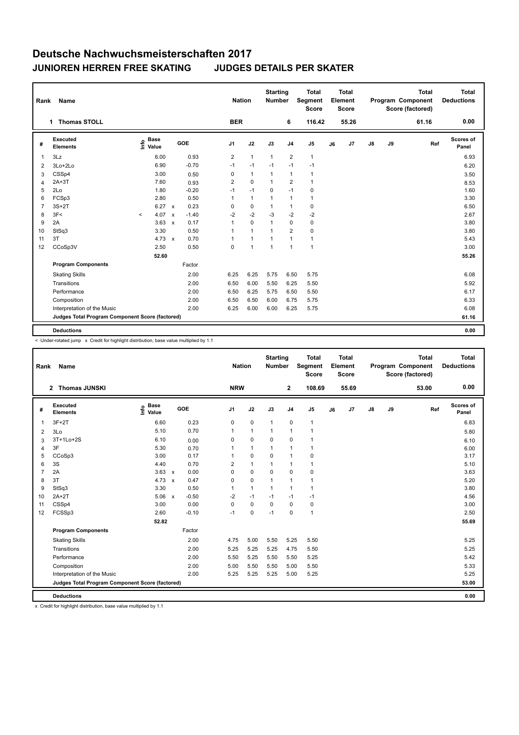# Deutsche Nachwuchsmeisterschaften 2017

## JUNIOREN HERREN FREE SKATING JUDGES DETAILS PER SKATER

| Rank | Name | Nation | Starting Number | Total Segment Score | Total Element Score | Total Program Component Score (factored) | Total Deductions |
|---|---|---|---|---|---|---|---|
| 1 | Thomas STOLL | BER | 6 | 116.42 | 55.26 | 61.16 | 0.00 |

| # | Executed Elements | Info | Base Value | | GOE | J1 | J2 | J3 | J4 | J5 | J6 | J7 | J8 | J9 | Ref | Scores of Panel |
|---|---|---|---|---|---|---|---|---|---|---|---|---|---|---|---|---|
| 1 | 3Lz | | 6.00 | | 0.93 | 2 | 1 | 1 | 2 | 1 | | | | | | 6.93 |
| 2 | 3Lo+2Lo | | 6.90 | | -0.70 | -1 | -1 | -1 | -1 | -1 | | | | | | 6.20 |
| 3 | CSSp4 | | 3.00 | | 0.50 | 0 | 1 | 1 | 1 | 1 | | | | | | 3.50 |
| 4 | 2A+3T | | 7.60 | | 0.93 | 2 | 0 | 1 | 2 | 1 | | | | | | 8.53 |
| 5 | 2Lo | | 1.80 | | -0.20 | -1 | -1 | 0 | -1 | 0 | | | | | | 1.60 |
| 6 | FCSp3 | | 2.80 | | 0.50 | 1 | 1 | 1 | 1 | 1 | | | | | | 3.30 |
| 7 | 3S+2T | | 6.27 | x | 0.23 | 0 | 0 | 1 | 1 | 0 | | | | | | 6.50 |
| 8 | 3F< | < | 4.07 | x | -1.40 | -2 | -2 | -3 | -2 | -2 | | | | | | 2.67 |
| 9 | 2A | | 3.63 | x | 0.17 | 1 | 0 | 1 | 0 | 0 | | | | | | 3.80 |
| 10 | StSq3 | | 3.30 | | 0.50 | 1 | 1 | 1 | 2 | 0 | | | | | | 3.80 |
| 11 | 3T | | 4.73 | x | 0.70 | 1 | 1 | 1 | 1 | 1 | | | | | | 5.43 |
| 12 | CCoSp3V | | 2.50 | | 0.50 | 0 | 1 | 1 | 1 | 1 | | | | | | 3.00 |
| | | | 52.60 | | | | | | | | | | | | | 55.26 |
| | **Program Components** | | | | Factor | | | | | | | | | | | |
| | Skating Skills | | | | 2.00 | 6.25 | 6.25 | 5.75 | 6.50 | 5.75 | | | | | | 6.08 |
| | Transitions | | | | 2.00 | 6.50 | 6.00 | 5.50 | 6.25 | 5.50 | | | | | | 5.92 |
| | Performance | | | | 2.00 | 6.50 | 6.25 | 5.75 | 6.50 | 5.50 | | | | | | 6.17 |
| | Composition | | | | 2.00 | 6.50 | 6.50 | 6.00 | 6.75 | 5.75 | | | | | | 6.33 |
| | Interpretation of the Music | | | | 2.00 | 6.25 | 6.00 | 6.00 | 6.25 | 5.75 | | | | | | 6.08 |
| | **Judges Total Program Component Score (factored)** | | | | | | | | | | | | | | | 61.16 |
| | **Deductions** | | | | | | | | | | | | | | | 0.00 |

< Under-rotated jump x Credit for highlight distribution, base value multiplied by 1.1

| Rank | Name | Nation | Starting Number | Total Segment Score | Total Element Score | Total Program Component Score (factored) | Total Deductions |
|---|---|---|---|---|---|---|---|
| 2 | Thomas JUNSKI | NRW | 2 | 108.69 | 55.69 | 53.00 | 0.00 |

| # | Executed Elements | Info | Base Value | | GOE | J1 | J2 | J3 | J4 | J5 | J6 | J7 | J8 | J9 | Ref | Scores of Panel |
|---|---|---|---|---|---|---|---|---|---|---|---|---|---|---|---|---|
| 1 | 3F+2T | | 6.60 | | 0.23 | 0 | 0 | 1 | 0 | 1 | | | | | | 6.83 |
| 2 | 3Lo | | 5.10 | | 0.70 | 1 | 1 | 1 | 1 | 1 | | | | | | 5.80 |
| 3 | 3T+1Lo+2S | | 6.10 | | 0.00 | 0 | 0 | 0 | 0 | 1 | | | | | | 6.10 |
| 4 | 3F | | 5.30 | | 0.70 | 1 | 1 | 1 | 1 | 1 | | | | | | 6.00 |
| 5 | CCoSp3 | | 3.00 | | 0.17 | 1 | 0 | 0 | 1 | 0 | | | | | | 3.17 |
| 6 | 3S | | 4.40 | | 0.70 | 2 | 1 | 1 | 1 | 1 | | | | | | 5.10 |
| 7 | 2A | | 3.63 | x | 0.00 | 0 | 0 | 0 | 0 | 0 | | | | | | 3.63 |
| 8 | 3T | | 4.73 | x | 0.47 | 0 | 0 | 1 | 1 | 1 | | | | | | 5.20 |
| 9 | StSq3 | | 3.30 | | 0.50 | 1 | 1 | 1 | 1 | 1 | | | | | | 3.80 |
| 10 | 2A+2T | | 5.06 | x | -0.50 | -2 | -1 | -1 | -1 | -1 | | | | | | 4.56 |
| 11 | CSSp4 | | 3.00 | | 0.00 | 0 | 0 | 0 | 0 | 0 | | | | | | 3.00 |
| 12 | FCSSp3 | | 2.60 | | -0.10 | -1 | 0 | -1 | 0 | 1 | | | | | | 2.50 |
| | | | 52.82 | | | | | | | | | | | | | 55.69 |
| | **Program Components** | | | | Factor | | | | | | | | | | | |
| | Skating Skills | | | | 2.00 | 4.75 | 5.00 | 5.50 | 5.25 | 5.50 | | | | | | 5.25 |
| | Transitions | | | | 2.00 | 5.25 | 5.25 | 5.25 | 4.75 | 5.50 | | | | | | 5.25 |
| | Performance | | | | 2.00 | 5.50 | 5.25 | 5.50 | 5.50 | 5.25 | | | | | | 5.42 |
| | Composition | | | | 2.00 | 5.00 | 5.50 | 5.50 | 5.00 | 5.50 | | | | | | 5.33 |
| | Interpretation of the Music | | | | 2.00 | 5.25 | 5.25 | 5.25 | 5.00 | 5.25 | | | | | | 5.25 |
| | **Judges Total Program Component Score (factored)** | | | | | | | | | | | | | | | 53.00 |
| | **Deductions** | | | | | | | | | | | | | | | 0.00 |

x Credit for highlight distribution, base value multiplied by 1.1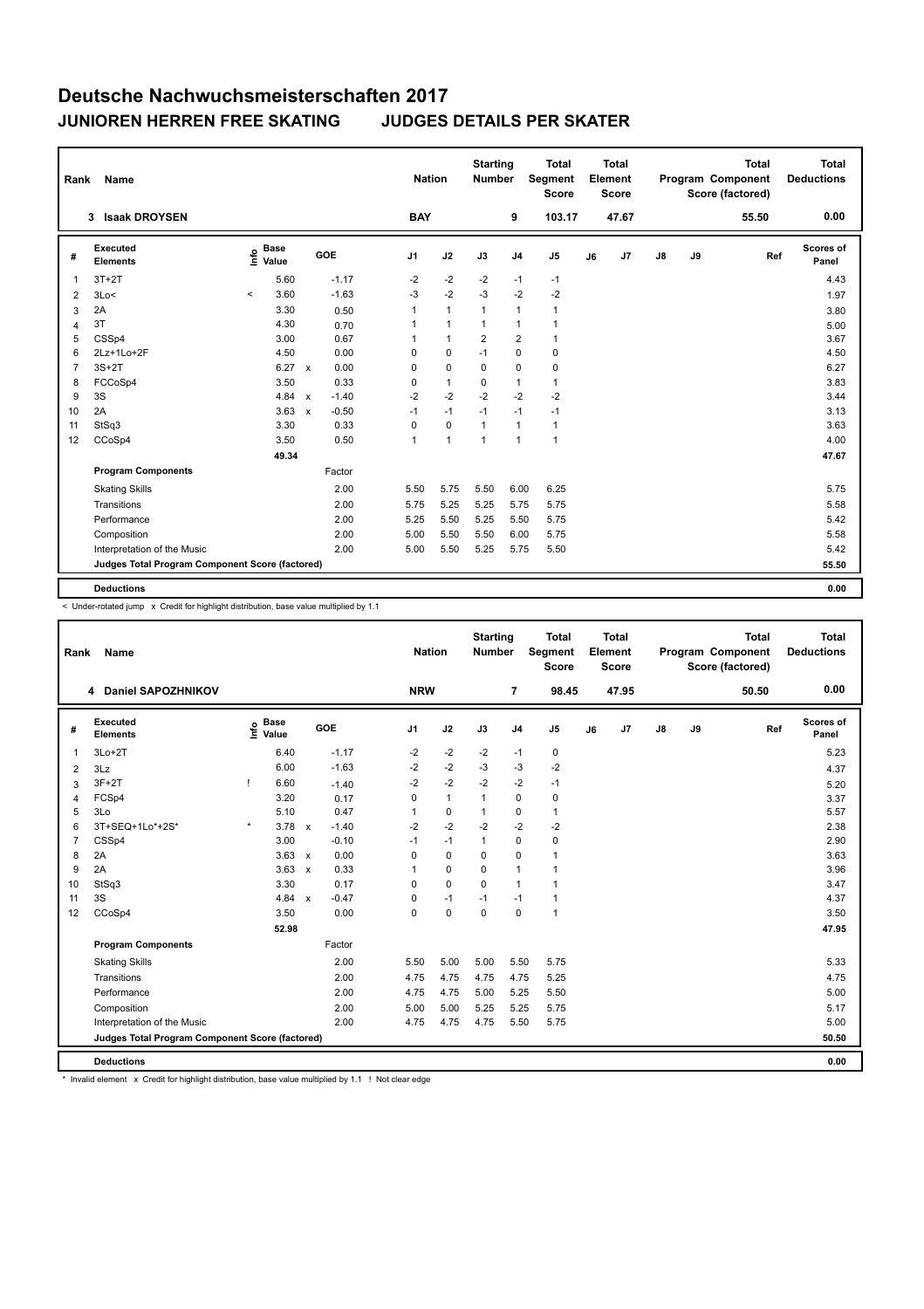# Deutsche Nachwuchsmeisterschaften 2017

## JUNIOREN HERREN FREE SKATING JUDGES DETAILS PER SKATER

| Rank | Name | Nation | Starting Number | Total Segment Score | Total Element Score | Total Program Component Score (factored) | Total Deductions |
|---|---|---|---|---|---|---|---|
| 3 | Isaak DROYSEN | BAY | 9 | 103.17 | 47.67 | 55.50 | 0.00 |

| # | Executed Elements | Info | Base Value | | GOE | J1 | J2 | J3 | J4 | J5 | J6 | J7 | J8 | J9 | Ref | Scores of Panel |
|---|---|---|---|---|---|---|---|---|---|---|---|---|---|---|---|---|
| 1 | 3T+2T | | 5.60 | | -1.17 | -2 | -2 | -2 | -1 | -1 | | | | | | 4.43 |
| 2 | 3Lo< | < | 3.60 | | -1.63 | -3 | -2 | -3 | -2 | -2 | | | | | | 1.97 |
| 3 | 2A | | 3.30 | | 0.50 | 1 | 1 | 1 | 1 | 1 | | | | | | 3.80 |
| 4 | 3T | | 4.30 | | 0.70 | 1 | 1 | 1 | 1 | 1 | | | | | | 5.00 |
| 5 | CSSp4 | | 3.00 | | 0.67 | 1 | 1 | 2 | 2 | 1 | | | | | | 3.67 |
| 6 | 2Lz+1Lo+2F | | 4.50 | | 0.00 | 0 | 0 | -1 | 0 | 0 | | | | | | 4.50 |
| 7 | 3S+2T | | 6.27 | x | 0.00 | 0 | 0 | 0 | 0 | 0 | | | | | | 6.27 |
| 8 | FCCoSp4 | | 3.50 | | 0.33 | 0 | 1 | 0 | 1 | 1 | | | | | | 3.83 |
| 9 | 3S | | 4.84 | x | -1.40 | -2 | -2 | -2 | -2 | -2 | | | | | | 3.44 |
| 10 | 2A | | 3.63 | x | -0.50 | -1 | -1 | -1 | -1 | -1 | | | | | | 3.13 |
| 11 | StSq3 | | 3.30 | | 0.33 | 0 | 0 | 1 | 1 | 1 | | | | | | 3.63 |
| 12 | CCoSp4 | | 3.50 | | 0.50 | 1 | 1 | 1 | 1 | 1 | | | | | | 4.00 |
| | | | 49.34 | | | | | | | | | | | | | 47.67 |
| | **Program Components** | | | | Factor | | | | | | | | | | | |
| | Skating Skills | | | | 2.00 | 5.50 | 5.75 | 5.50 | 6.00 | 6.25 | | | | | | 5.75 |
| | Transitions | | | | 2.00 | 5.75 | 5.25 | 5.25 | 5.75 | 5.75 | | | | | | 5.58 |
| | Performance | | | | 2.00 | 5.25 | 5.50 | 5.25 | 5.50 | 5.75 | | | | | | 5.42 |
| | Composition | | | | 2.00 | 5.00 | 5.50 | 5.50 | 6.00 | 5.75 | | | | | | 5.58 |
| | Interpretation of the Music | | | | 2.00 | 5.00 | 5.50 | 5.25 | 5.75 | 5.50 | | | | | | 5.42 |
| | **Judges Total Program Component Score (factored)** | | | | | | | | | | | | | | | 55.50 |
| | **Deductions** | | | | | | | | | | | | | | | 0.00 |

< Under-rotated jump x Credit for highlight distribution, base value multiplied by 1.1

| Rank | Name | Nation | Starting Number | Total Segment Score | Total Element Score | Total Program Component Score (factored) | Total Deductions |
|---|---|---|---|---|---|---|---|
| 4 | Daniel SAPOZHNIKOV | NRW | 7 | 98.45 | 47.95 | 50.50 | 0.00 |

| # | Executed Elements | Info | Base Value | | GOE | J1 | J2 | J3 | J4 | J5 | J6 | J7 | J8 | J9 | Ref | Scores of Panel |
|---|---|---|---|---|---|---|---|---|---|---|---|---|---|---|---|---|
| 1 | 3Lo+2T | | 6.40 | | -1.17 | -2 | -2 | -2 | -1 | 0 | | | | | | 5.23 |
| 2 | 3Lz | | 6.00 | | -1.63 | -2 | -2 | -3 | -3 | -2 | | | | | | 4.37 |
| 3 | 3F+2T | ! | 6.60 | | -1.40 | -2 | -2 | -2 | -2 | -1 | | | | | | 5.20 |
| 4 | FCSp4 | | 3.20 | | 0.17 | 0 | 1 | 1 | 0 | 0 | | | | | | 3.37 |
| 5 | 3Lo | | 5.10 | | 0.47 | 1 | 0 | 1 | 0 | 1 | | | | | | 5.57 |
| 6 | 3T+SEQ+1Lo*+2S* | * | 3.78 | x | -1.40 | -2 | -2 | -2 | -2 | -2 | | | | | | 2.38 |
| 7 | CSSp4 | | 3.00 | | -0.10 | -1 | -1 | 1 | 0 | 0 | | | | | | 2.90 |
| 8 | 2A | | 3.63 | x | 0.00 | 0 | 0 | 0 | 0 | 1 | | | | | | 3.63 |
| 9 | 2A | | 3.63 | x | 0.33 | 1 | 0 | 0 | 1 | 1 | | | | | | 3.96 |
| 10 | StSq3 | | 3.30 | | 0.17 | 0 | 0 | 0 | 1 | 1 | | | | | | 3.47 |
| 11 | 3S | | 4.84 | x | -0.47 | 0 | -1 | -1 | -1 | 1 | | | | | | 4.37 |
| 12 | CCoSp4 | | 3.50 | | 0.00 | 0 | 0 | 0 | 0 | 1 | | | | | | 3.50 |
| | | | 52.98 | | | | | | | | | | | | | 47.95 |
| | **Program Components** | | | | Factor | | | | | | | | | | | |
| | Skating Skills | | | | 2.00 | 5.50 | 5.00 | 5.00 | 5.50 | 5.75 | | | | | | 5.33 |
| | Transitions | | | | 2.00 | 4.75 | 4.75 | 4.75 | 4.75 | 5.25 | | | | | | 4.75 |
| | Performance | | | | 2.00 | 4.75 | 4.75 | 5.00 | 5.25 | 5.50 | | | | | | 5.00 |
| | Composition | | | | 2.00 | 5.00 | 5.00 | 5.25 | 5.25 | 5.75 | | | | | | 5.17 |
| | Interpretation of the Music | | | | 2.00 | 4.75 | 4.75 | 4.75 | 5.50 | 5.75 | | | | | | 5.00 |
| | **Judges Total Program Component Score (factored)** | | | | | | | | | | | | | | | 50.50 |
| | **Deductions** | | | | | | | | | | | | | | | 0.00 |

* Invalid element x Credit for highlight distribution, base value multiplied by 1.1 ! Not clear edge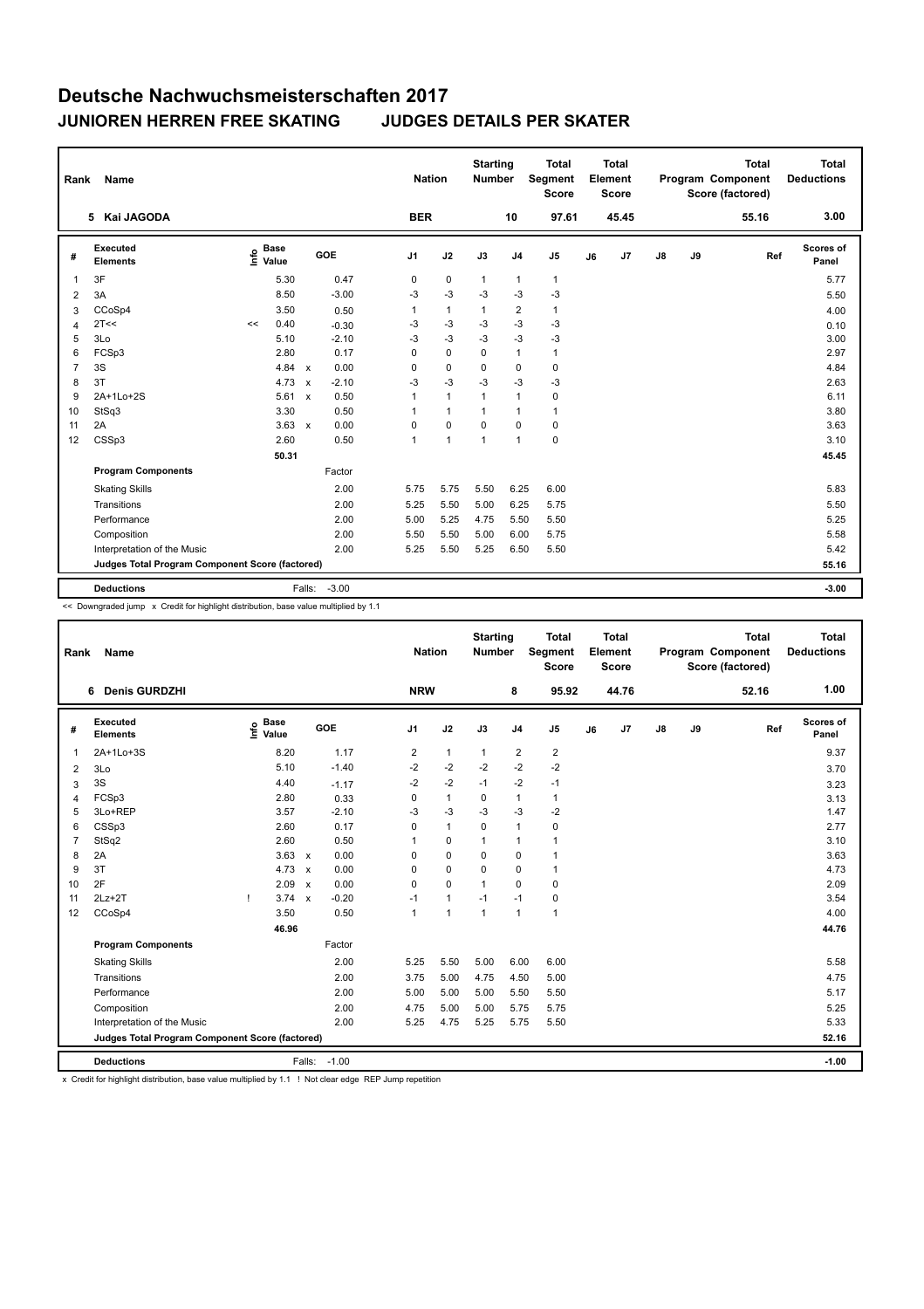# Deutsche Nachwuchsmeisterschaften 2017

## JUNIOREN HERREN FREE SKATING JUDGES DETAILS PER SKATER

| Rank | Name | Nation | Starting Number | Total Segment Score | Total Element Score | Total Program Component Score (factored) | Total Deductions |
|---|---|---|---|---|---|---|---|
| 5 | Kai JAGODA | BER | 10 | 97.61 | 45.45 | 55.16 | 3.00 |

| # | Executed Elements | Info | Base Value | | GOE | J1 | J2 | J3 | J4 | J5 | J6 | J7 | J8 | J9 | Ref | Scores of Panel |
|---|---|---|---|---|---|---|---|---|---|---|---|---|---|---|---|---|
| 1 | 3F | | 5.30 | | 0.47 | 0 | 0 | 1 | 1 | 1 | | | | | | 5.77 |
| 2 | 3A | | 8.50 | | -3.00 | -3 | -3 | -3 | -3 | -3 | | | | | | 5.50 |
| 3 | CCoSp4 | | 3.50 | | 0.50 | 1 | 1 | 1 | 2 | 1 | | | | | | 4.00 |
| 4 | 2T<< | << | 0.40 | | -0.30 | -3 | -3 | -3 | -3 | -3 | | | | | | 0.10 |
| 5 | 3Lo | | 5.10 | | -2.10 | -3 | -3 | -3 | -3 | -3 | | | | | | 3.00 |
| 6 | FCSp3 | | 2.80 | | 0.17 | 0 | 0 | 0 | 1 | 1 | | | | | | 2.97 |
| 7 | 3S | | 4.84 | x | 0.00 | 0 | 0 | 0 | 0 | 0 | | | | | | 4.84 |
| 8 | 3T | | 4.73 | x | -2.10 | -3 | -3 | -3 | -3 | -3 | | | | | | 2.63 |
| 9 | 2A+1Lo+2S | | 5.61 | x | 0.50 | 1 | 1 | 1 | 1 | 0 | | | | | | 6.11 |
| 10 | StSq3 | | 3.30 | | 0.50 | 1 | 1 | 1 | 1 | 1 | | | | | | 3.80 |
| 11 | 2A | | 3.63 | x | 0.00 | 0 | 0 | 0 | 0 | 0 | | | | | | 3.63 |
| 12 | CSSp3 | | 2.60 | | 0.50 | 1 | 1 | 1 | 1 | 0 | | | | | | 3.10 |
| | | | 50.31 | | | | | | | | | | | | | 45.45 |
| | **Program Components** | | | | Factor | | | | | | | | | | | |
| | Skating Skills | | | | 2.00 | 5.75 | 5.75 | 5.50 | 6.25 | 6.00 | | | | | | 5.83 |
| | Transitions | | | | 2.00 | 5.25 | 5.50 | 5.00 | 6.25 | 5.75 | | | | | | 5.50 |
| | Performance | | | | 2.00 | 5.00 | 5.25 | 4.75 | 5.50 | 5.50 | | | | | | 5.25 |
| | Composition | | | | 2.00 | 5.50 | 5.50 | 5.00 | 6.00 | 5.75 | | | | | | 5.58 |
| | Interpretation of the Music | | | | 2.00 | 5.25 | 5.50 | 5.25 | 6.50 | 5.50 | | | | | | 5.42 |
| | **Judges Total Program Component Score (factored)** | | | | | | | | | | | | | | | 55.16 |
| | **Deductions** | | | Falls: | -3.00 | | | | | | | | | | | -3.00 |

<< Downgraded jump x Credit for highlight distribution, base value multiplied by 1.1

| Rank | Name | Nation | Starting Number | Total Segment Score | Total Element Score | Total Program Component Score (factored) | Total Deductions |
|---|---|---|---|---|---|---|---|
| 6 | Denis GURDZHI | NRW | 8 | 95.92 | 44.76 | 52.16 | 1.00 |

| # | Executed Elements | Info | Base Value | | GOE | J1 | J2 | J3 | J4 | J5 | J6 | J7 | J8 | J9 | Ref | Scores of Panel |
|---|---|---|---|---|---|---|---|---|---|---|---|---|---|---|---|---|
| 1 | 2A+1Lo+3S | | 8.20 | | 1.17 | 2 | 1 | 1 | 2 | 2 | | | | | | 9.37 |
| 2 | 3Lo | | 5.10 | | -1.40 | -2 | -2 | -2 | -2 | -2 | | | | | | 3.70 |
| 3 | 3S | | 4.40 | | -1.17 | -2 | -2 | -1 | -2 | -1 | | | | | | 3.23 |
| 4 | FCSp3 | | 2.80 | | 0.33 | 0 | 1 | 0 | 1 | 1 | | | | | | 3.13 |
| 5 | 3Lo+REP | | 3.57 | | -2.10 | -3 | -3 | -3 | -3 | -2 | | | | | | 1.47 |
| 6 | CSSp3 | | 2.60 | | 0.17 | 0 | 1 | 0 | 1 | 0 | | | | | | 2.77 |
| 7 | StSq2 | | 2.60 | | 0.50 | 1 | 0 | 1 | 1 | 1 | | | | | | 3.10 |
| 8 | 2A | | 3.63 | x | 0.00 | 0 | 0 | 0 | 0 | 1 | | | | | | 3.63 |
| 9 | 3T | | 4.73 | x | 0.00 | 0 | 0 | 0 | 0 | 1 | | | | | | 4.73 |
| 10 | 2F | | 2.09 | x | 0.00 | 0 | 0 | 1 | 0 | 0 | | | | | | 2.09 |
| 11 | 2Lz+2T | ! | 3.74 | x | -0.20 | -1 | 1 | -1 | -1 | 0 | | | | | | 3.54 |
| 12 | CCoSp4 | | 3.50 | | 0.50 | 1 | 1 | 1 | 1 | 1 | | | | | | 4.00 |
| | | | 46.96 | | | | | | | | | | | | | 44.76 |
| | **Program Components** | | | | Factor | | | | | | | | | | | |
| | Skating Skills | | | | 2.00 | 5.25 | 5.50 | 5.00 | 6.00 | 6.00 | | | | | | 5.58 |
| | Transitions | | | | 2.00 | 3.75 | 5.00 | 4.75 | 4.50 | 5.00 | | | | | | 4.75 |
| | Performance | | | | 2.00 | 5.00 | 5.00 | 5.00 | 5.50 | 5.50 | | | | | | 5.17 |
| | Composition | | | | 2.00 | 4.75 | 5.00 | 5.00 | 5.75 | 5.75 | | | | | | 5.25 |
| | Interpretation of the Music | | | | 2.00 | 5.25 | 4.75 | 5.25 | 5.75 | 5.50 | | | | | | 5.33 |
| | **Judges Total Program Component Score (factored)** | | | | | | | | | | | | | | | 52.16 |
| | **Deductions** | | | Falls: | -1.00 | | | | | | | | | | | -1.00 |

x Credit for highlight distribution, base value multiplied by 1.1 ! Not clear edge REP Jump repetition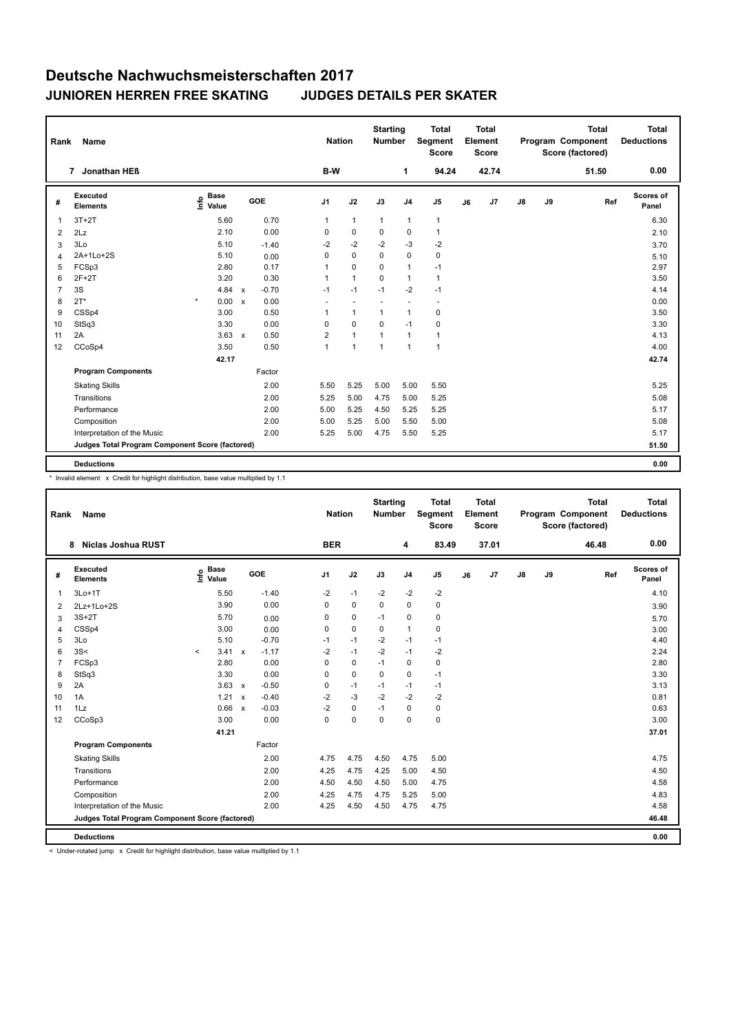# Deutsche Nachwuchsmeisterschaften 2017

## JUNIOREN HERREN FREE SKATING    JUDGES DETAILS PER SKATER

| Rank | Name | Nation | Starting Number | Total Segment Score | Total Element Score | Total Program Component Score (factored) | Total Deductions |
|---|---|---|---|---|---|---|---|
| 7 | Jonathan HEß | B-W | 1 | 94.24 | 42.74 | 51.50 | 0.00 |

| # | Executed Elements | Info | Base Value | | GOE | J1 | J2 | J3 | J4 | J5 | J6 | J7 | J8 | J9 | Ref | Scores of Panel |
|---|---|---|---|---|---|---|---|---|---|---|---|---|---|---|---|---|
| 1 | 3T+2T | | 5.60 | | 0.70 | 1 | 1 | 1 | 1 | 1 | | | | | | 6.30 |
| 2 | 2Lz | | 2.10 | | 0.00 | 0 | 0 | 0 | 0 | 1 | | | | | | 2.10 |
| 3 | 3Lo | | 5.10 | | -1.40 | -2 | -2 | -2 | -3 | -2 | | | | | | 3.70 |
| 4 | 2A+1Lo+2S | | 5.10 | | 0.00 | 0 | 0 | 0 | 0 | 0 | | | | | | 5.10 |
| 5 | FCSp3 | | 2.80 | | 0.17 | 1 | 0 | 0 | 1 | -1 | | | | | | 2.97 |
| 6 | 2F+2T | | 3.20 | | 0.30 | 1 | 1 | 0 | 1 | 1 | | | | | | 3.50 |
| 7 | 3S | | 4.84 | x | -0.70 | -1 | -1 | -1 | -2 | -1 | | | | | | 4.14 |
| 8 | 2T* | * | 0.00 | x | 0.00 | - | - | - | - | - | | | | | | 0.00 |
| 9 | CSSp4 | | 3.00 | | 0.50 | 1 | 1 | 1 | 1 | 0 | | | | | | 3.50 |
| 10 | StSq3 | | 3.30 | | 0.00 | 0 | 0 | 0 | -1 | 0 | | | | | | 3.30 |
| 11 | 2A | | 3.63 | x | 0.50 | 2 | 1 | 1 | 1 | 1 | | | | | | 4.13 |
| 12 | CCoSp4 | | 3.50 | | 0.50 | 1 | 1 | 1 | 1 | 1 | | | | | | 4.00 |
| | | | 42.17 | | | | | | | | | | | | | 42.74 |
| | **Program Components** | | | | Factor | | | | | | | | | | | |
| | Skating Skills | | | | 2.00 | 5.50 | 5.25 | 5.00 | 5.00 | 5.50 | | | | | | 5.25 |
| | Transitions | | | | 2.00 | 5.25 | 5.00 | 4.75 | 5.00 | 5.25 | | | | | | 5.08 |
| | Performance | | | | 2.00 | 5.00 | 5.25 | 4.50 | 5.25 | 5.25 | | | | | | 5.17 |
| | Composition | | | | 2.00 | 5.00 | 5.25 | 5.00 | 5.50 | 5.00 | | | | | | 5.08 |
| | Interpretation of the Music | | | | 2.00 | 5.25 | 5.00 | 4.75 | 5.50 | 5.25 | | | | | | 5.17 |
| | **Judges Total Program Component Score (factored)** | | | | | | | | | | | | | | | 51.50 |
| | **Deductions** | | | | | | | | | | | | | | | 0.00 |

\* Invalid element x Credit for highlight distribution, base value multiplied by 1.1

| Rank | Name | Nation | Starting Number | Total Segment Score | Total Element Score | Total Program Component Score (factored) | Total Deductions |
|---|---|---|---|---|---|---|---|
| 8 | Niclas Joshua RUST | BER | 4 | 83.49 | 37.01 | 46.48 | 0.00 |

| # | Executed Elements | Info | Base Value | | GOE | J1 | J2 | J3 | J4 | J5 | J6 | J7 | J8 | J9 | Ref | Scores of Panel |
|---|---|---|---|---|---|---|---|---|---|---|---|---|---|---|---|---|
| 1 | 3Lo+1T | | 5.50 | | -1.40 | -2 | -1 | -2 | -2 | -2 | | | | | | 4.10 |
| 2 | 2Lz+1Lo+2S | | 3.90 | | 0.00 | 0 | 0 | 0 | 0 | 0 | | | | | | 3.90 |
| 3 | 3S+2T | | 5.70 | | 0.00 | 0 | 0 | -1 | 0 | 0 | | | | | | 5.70 |
| 4 | CSSp4 | | 3.00 | | 0.00 | 0 | 0 | 0 | 1 | 0 | | | | | | 3.00 |
| 5 | 3Lo | | 5.10 | | -0.70 | -1 | -1 | -2 | -1 | -1 | | | | | | 4.40 |
| 6 | 3S< | < | 3.41 | x | -1.17 | -2 | -1 | -2 | -1 | -2 | | | | | | 2.24 |
| 7 | FCSp3 | | 2.80 | | 0.00 | 0 | 0 | -1 | 0 | 0 | | | | | | 2.80 |
| 8 | StSq3 | | 3.30 | | 0.00 | 0 | 0 | 0 | 0 | -1 | | | | | | 3.30 |
| 9 | 2A | | 3.63 | x | -0.50 | 0 | -1 | -1 | -1 | -1 | | | | | | 3.13 |
| 10 | 1A | | 1.21 | x | -0.40 | -2 | -3 | -2 | -2 | -2 | | | | | | 0.81 |
| 11 | 1Lz | | 0.66 | x | -0.03 | -2 | 0 | -1 | 0 | 0 | | | | | | 0.63 |
| 12 | CCoSp3 | | 3.00 | | 0.00 | 0 | 0 | 0 | 0 | 0 | | | | | | 3.00 |
| | | | 41.21 | | | | | | | | | | | | | 37.01 |
| | **Program Components** | | | | Factor | | | | | | | | | | | |
| | Skating Skills | | | | 2.00 | 4.75 | 4.75 | 4.50 | 4.75 | 5.00 | | | | | | 4.75 |
| | Transitions | | | | 2.00 | 4.25 | 4.75 | 4.25 | 5.00 | 4.50 | | | | | | 4.50 |
| | Performance | | | | 2.00 | 4.50 | 4.50 | 4.50 | 5.00 | 4.75 | | | | | | 4.58 |
| | Composition | | | | 2.00 | 4.25 | 4.75 | 4.75 | 5.25 | 5.00 | | | | | | 4.83 |
| | Interpretation of the Music | | | | 2.00 | 4.25 | 4.50 | 4.50 | 4.75 | 4.75 | | | | | | 4.58 |
| | **Judges Total Program Component Score (factored)** | | | | | | | | | | | | | | | 46.48 |
| | **Deductions** | | | | | | | | | | | | | | | 0.00 |

< Under-rotated jump x Credit for highlight distribution, base value multiplied by 1.1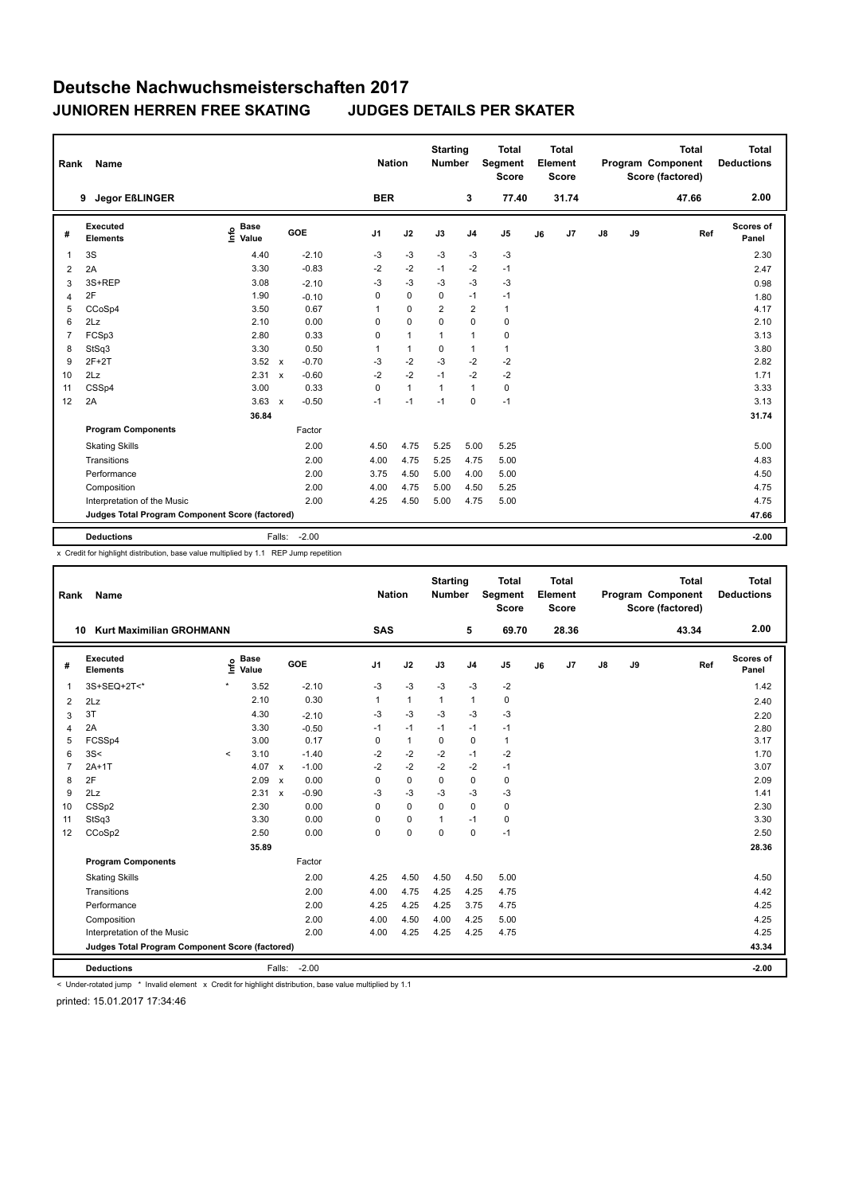# Deutsche Nachwuchsmeisterschaften 2017

## JUNIOREN HERREN FREE SKATING JUDGES DETAILS PER SKATER

| Rank | Name | Nation | Starting Number | Total Segment Score | Total Element Score | Total Program Component Score (factored) | Total Deductions |
|---|---|---|---|---|---|---|---|
| 9 | Jegor EßLINGER | BER | 3 | 77.40 | 31.74 | 47.66 | 2.00 |

| # | Executed Elements | Info | Base Value | | GOE | J1 | J2 | J3 | J4 | J5 | J6 | J7 | J8 | J9 | Ref | Scores of Panel |
|---|---|---|---|---|---|---|---|---|---|---|---|---|---|---|---|---|
| 1 | 3S | | 4.40 | | -2.10 | -3 | -3 | -3 | -3 | -3 | | | | | | 2.30 |
| 2 | 2A | | 3.30 | | -0.83 | -2 | -2 | -1 | -2 | -1 | | | | | | 2.47 |
| 3 | 3S+REP | | 3.08 | | -2.10 | -3 | -3 | -3 | -3 | -3 | | | | | | 0.98 |
| 4 | 2F | | 1.90 | | -0.10 | 0 | 0 | 0 | -1 | -1 | | | | | | 1.80 |
| 5 | CCoSp4 | | 3.50 | | 0.67 | 1 | 0 | 2 | 2 | 1 | | | | | | 4.17 |
| 6 | 2Lz | | 2.10 | | 0.00 | 0 | 0 | 0 | 0 | 0 | | | | | | 2.10 |
| 7 | FCSp3 | | 2.80 | | 0.33 | 0 | 1 | 1 | 1 | 0 | | | | | | 3.13 |
| 8 | StSq3 | | 3.30 | | 0.50 | 1 | 1 | 0 | 1 | 1 | | | | | | 3.80 |
| 9 | 2F+2T | | 3.52 | x | -0.70 | -3 | -2 | -3 | -2 | -2 | | | | | | 2.82 |
| 10 | 2Lz | | 2.31 | x | -0.60 | -2 | -2 | -1 | -2 | -2 | | | | | | 1.71 |
| 11 | CSSp4 | | 3.00 | | 0.33 | 0 | 1 | 1 | 1 | 0 | | | | | | 3.33 |
| 12 | 2A | | 3.63 | x | -0.50 | -1 | -1 | -1 | 0 | -1 | | | | | | 3.13 |
| | | | 36.84 | | | | | | | | | | | | | 31.74 |
| | **Program Components** | | | | Factor | | | | | | | | | | | |
| | Skating Skills | | | | 2.00 | 4.50 | 4.75 | 5.25 | 5.00 | 5.25 | | | | | | 5.00 |
| | Transitions | | | | 2.00 | 4.00 | 4.75 | 5.25 | 4.75 | 5.00 | | | | | | 4.83 |
| | Performance | | | | 2.00 | 3.75 | 4.50 | 5.00 | 4.00 | 5.00 | | | | | | 4.50 |
| | Composition | | | | 2.00 | 4.00 | 4.75 | 5.00 | 4.50 | 5.25 | | | | | | 4.75 |
| | Interpretation of the Music | | | | 2.00 | 4.25 | 4.50 | 5.00 | 4.75 | 5.00 | | | | | | 4.75 |
| | **Judges Total Program Component Score (factored)** | | | | | | | | | | | | | | | 47.66 |
| | **Deductions** | | Falls: | | -2.00 | | | | | | | | | | | -2.00 |

x Credit for highlight distribution, base value multiplied by 1.1 REP Jump repetition

| Rank | Name | Nation | Starting Number | Total Segment Score | Total Element Score | Total Program Component Score (factored) | Total Deductions |
|---|---|---|---|---|---|---|---|
| 10 | Kurt Maximilian GROHMANN | SAS | 5 | 69.70 | 28.36 | 43.34 | 2.00 |

| # | Executed Elements | Info | Base Value | | GOE | J1 | J2 | J3 | J4 | J5 | J6 | J7 | J8 | J9 | Ref | Scores of Panel |
|---|---|---|---|---|---|---|---|---|---|---|---|---|---|---|---|---|
| 1 | 3S+SEQ+2T<* | * | 3.52 | | -2.10 | -3 | -3 | -3 | -3 | -2 | | | | | | 1.42 |
| 2 | 2Lz | | 2.10 | | 0.30 | 1 | 1 | 1 | 1 | 0 | | | | | | 2.40 |
| 3 | 3T | | 4.30 | | -2.10 | -3 | -3 | -3 | -3 | -3 | | | | | | 2.20 |
| 4 | 2A | | 3.30 | | -0.50 | -1 | -1 | -1 | -1 | -1 | | | | | | 2.80 |
| 5 | FCSSp4 | | 3.00 | | 0.17 | 0 | 1 | 0 | 0 | 1 | | | | | | 3.17 |
| 6 | 3S< | < | 3.10 | | -1.40 | -2 | -2 | -2 | -1 | -2 | | | | | | 1.70 |
| 7 | 2A+1T | | 4.07 | x | -1.00 | -2 | -2 | -2 | -2 | -1 | | | | | | 3.07 |
| 8 | 2F | | 2.09 | x | 0.00 | 0 | 0 | 0 | 0 | 0 | | | | | | 2.09 |
| 9 | 2Lz | | 2.31 | x | -0.90 | -3 | -3 | -3 | -3 | -3 | | | | | | 1.41 |
| 10 | CSSp2 | | 2.30 | | 0.00 | 0 | 0 | 0 | 0 | 0 | | | | | | 2.30 |
| 11 | StSq3 | | 3.30 | | 0.00 | 0 | 0 | 1 | -1 | 0 | | | | | | 3.30 |
| 12 | CCoSp2 | | 2.50 | | 0.00 | 0 | 0 | 0 | 0 | -1 | | | | | | 2.50 |
| | | | 35.89 | | | | | | | | | | | | | 28.36 |
| | **Program Components** | | | | Factor | | | | | | | | | | | |
| | Skating Skills | | | | 2.00 | 4.25 | 4.50 | 4.50 | 4.50 | 5.00 | | | | | | 4.50 |
| | Transitions | | | | 2.00 | 4.00 | 4.75 | 4.25 | 4.25 | 4.75 | | | | | | 4.42 |
| | Performance | | | | 2.00 | 4.25 | 4.25 | 4.25 | 3.75 | 4.75 | | | | | | 4.25 |
| | Composition | | | | 2.00 | 4.00 | 4.50 | 4.00 | 4.25 | 5.00 | | | | | | 4.25 |
| | Interpretation of the Music | | | | 2.00 | 4.00 | 4.25 | 4.25 | 4.25 | 4.75 | | | | | | 4.25 |
| | **Judges Total Program Component Score (factored)** | | | | | | | | | | | | | | | 43.34 |
| | **Deductions** | | Falls: | | -2.00 | | | | | | | | | | | -2.00 |

< Under-rotated jump * Invalid element x Credit for highlight distribution, base value multiplied by 1.1

printed: 15.01.2017 17:34:46